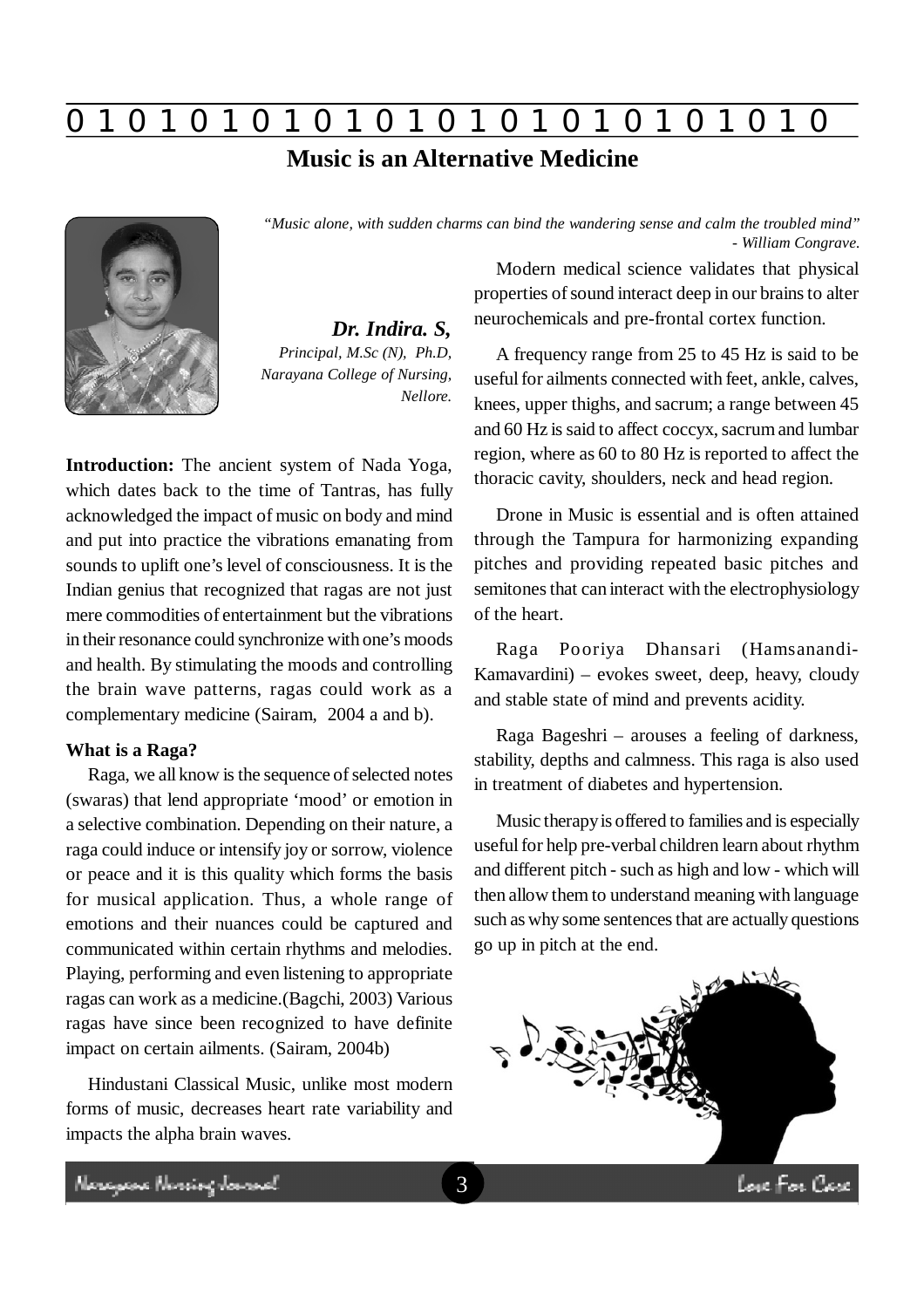# Music is an Alternative Medicine

*"Music alone, with sudden charms can bind the wandering sense and calm the troubled mind"*
*- William Congrave.*

***Dr. Indira. S,***
*Principal, M.Sc (N), Ph.D,*
*Narayana College of Nursing,*
*Nellore.*

**Introduction:** The ancient system of Nada Yoga, which dates back to the time of Tantras, has fully acknowledged the impact of music on body and mind and put into practice the vibrations emanating from sounds to uplift one's level of consciousness. It is the Indian genius that recognized that ragas are not just mere commodities of entertainment but the vibrations in their resonance could synchronize with one's moods and health. By stimulating the moods and controlling the brain wave patterns, ragas could work as a complementary medicine (Sairam, 2004 a and b).

**What is a Raga?**

Raga, we all know is the sequence of selected notes (swaras) that lend appropriate 'mood' or emotion in a selective combination. Depending on their nature, a raga could induce or intensify joy or sorrow, violence or peace and it is this quality which forms the basis for musical application. Thus, a whole range of emotions and their nuances could be captured and communicated within certain rhythms and melodies. Playing, performing and even listening to appropriate ragas can work as a medicine.(Bagchi, 2003) Various ragas have since been recognized to have definite impact on certain ailments. (Sairam, 2004b)

Hindustani Classical Music, unlike most modern forms of music, decreases heart rate variability and impacts the alpha brain waves.

Modern medical science validates that physical properties of sound interact deep in our brains to alter neurochemicals and pre-frontal cortex function.

A frequency range from 25 to 45 Hz is said to be useful for ailments connected with feet, ankle, calves, knees, upper thighs, and sacrum; a range between 45 and 60 Hz is said to affect coccyx, sacrum and lumbar region, where as 60 to 80 Hz is reported to affect the thoracic cavity, shoulders, neck and head region.

Drone in Music is essential and is often attained through the Tampura for harmonizing expanding pitches and providing repeated basic pitches and semitones that can interact with the electrophysiology of the heart.

Raga Pooriya Dhansari (Hamsanandi-Kamavardini) – evokes sweet, deep, heavy, cloudy and stable state of mind and prevents acidity.

Raga Bageshri – arouses a feeling of darkness, stability, depths and calmness. This raga is also used in treatment of diabetes and hypertension.

Music therapy is offered to families and is especially useful for help pre-verbal children learn about rhythm and different pitch - such as high and low - which will then allow them to understand meaning with language such as why some sentences that are actually questions go up in pitch at the end.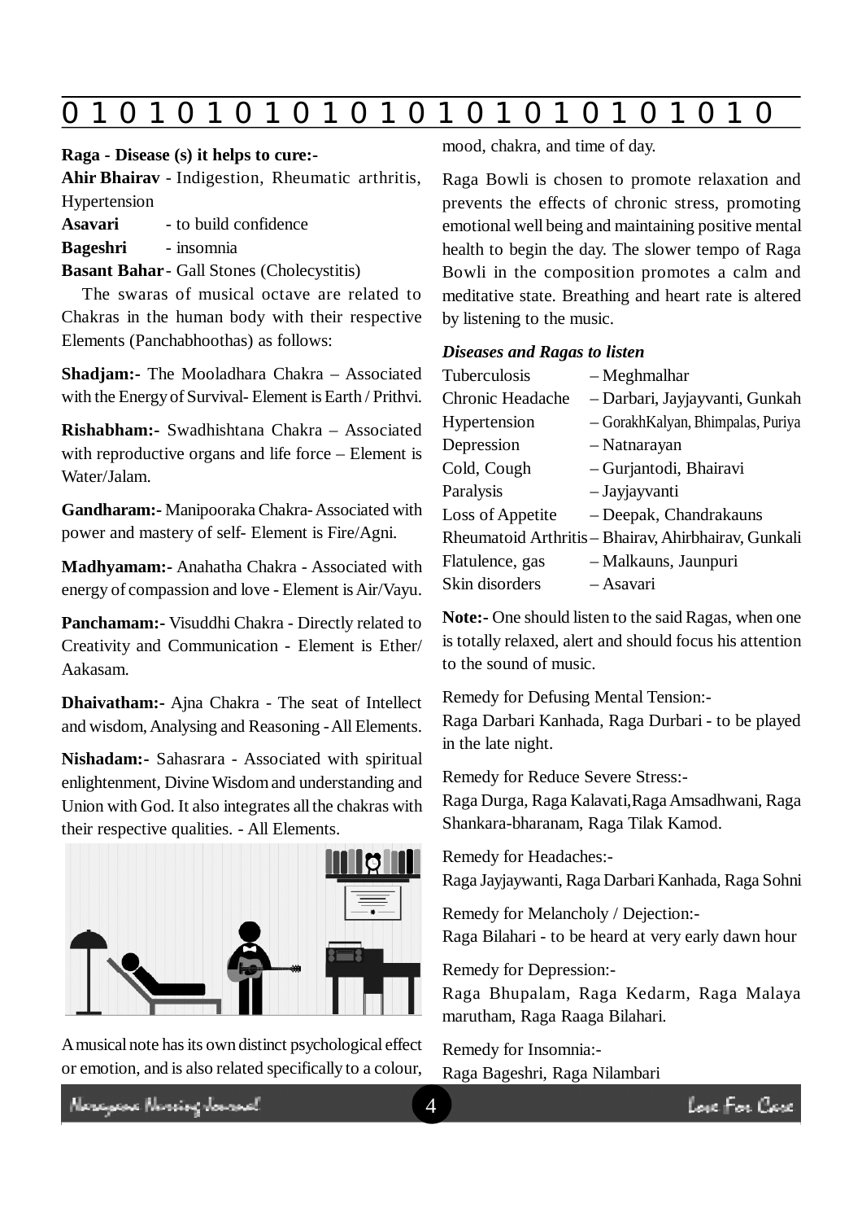**Raga - Disease (s) it helps to cure:-**

**Ahir Bhairav** - Indigestion, Rheumatic arthritis, Hypertension

**Asavari** - to build confidence

**Bageshri** - insomnia

**Basant Bahar** - Gall Stones (Cholecystitis)

The swaras of musical octave are related to Chakras in the human body with their respective Elements (Panchabhoothas) as follows:

**Shadjam:-** The Mooladhara Chakra – Associated with the Energy of Survival- Element is Earth / Prithvi.

**Rishabham:-** Swadhishtana Chakra – Associated with reproductive organs and life force – Element is Water/Jalam.

**Gandharam:-** Manipooraka Chakra- Associated with power and mastery of self- Element is Fire/Agni.

**Madhyamam:-** Anahatha Chakra - Associated with energy of compassion and love - Element is Air/Vayu.

**Panchamam:-** Visuddhi Chakra - Directly related to Creativity and Communication - Element is Ether/ Aakasam.

**Dhaivatham:-** Ajna Chakra - The seat of Intellect and wisdom, Analysing and Reasoning - All Elements.

**Nishadam:-** Sahasrara - Associated with spiritual enlightenment, Divine Wisdom and understanding and Union with God. It also integrates all the chakras with their respective qualities. - All Elements.

A musical note has its own distinct psychological effect or emotion, and is also related specifically to a colour, mood, chakra, and time of day.

Raga Bowli is chosen to promote relaxation and prevents the effects of chronic stress, promoting emotional well being and maintaining positive mental health to begin the day. The slower tempo of Raga Bowli in the composition promotes a calm and meditative state. Breathing and heart rate is altered by listening to the music.

***Diseases and Ragas to listen***

| Disease | Ragas |
|---|---|
| Tuberculosis | – Meghmalhar |
| Chronic Headache | – Darbari, Jayjayvanti, Gunkah |
| Hypertension | – GorakhKalyan, Bhimpalas, Puriya |
| Depression | – Natnarayan |
| Cold, Cough | – Gurjantodi, Bhairavi |
| Paralysis | – Jayjayvanti |
| Loss of Appetite | – Deepak, Chandrakauns |
| Rheumatoid Arthritis | – Bhairav, Ahirbhairav, Gunkali |
| Flatulence, gas | – Malkauns, Jaunpuri |
| Skin disorders | – Asavari |

**Note:-** One should listen to the said Ragas, when one is totally relaxed, alert and should focus his attention to the sound of music.

Remedy for Defusing Mental Tension:-
Raga Darbari Kanhada, Raga Durbari - to be played in the late night.

Remedy for Reduce Severe Stress:-
Raga Durga, Raga Kalavati,Raga Amsadhwani, Raga Shankara-bharanam, Raga Tilak Kamod.

Remedy for Headaches:-
Raga Jayjaywanti, Raga Darbari Kanhada, Raga Sohni

Remedy for Melancholy / Dejection:-
Raga Bilahari - to be heard at very early dawn hour

Remedy for Depression:-
Raga Bhupalam, Raga Kedarm, Raga Malaya marutham, Raga Raaga Bilahari.

Remedy for Insomnia:-
Raga Bageshri, Raga Nilambari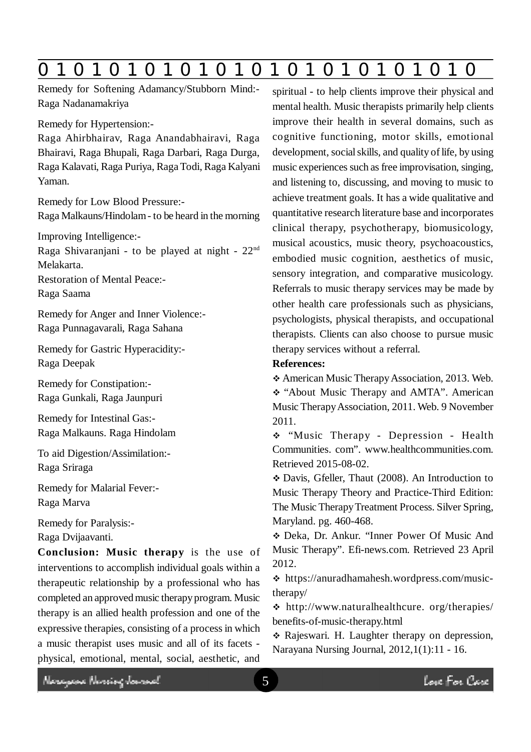Remedy for Softening Adamancy/Stubborn Mind:-
Raga Nadanamakriya

Remedy for Hypertension:-
Raga Ahirbhairav, Raga Anandabhairavi, Raga Bhairavi, Raga Bhupali, Raga Darbari, Raga Durga, Raga Kalavati, Raga Puriya, Raga Todi, Raga Kalyani Yaman.

Remedy for Low Blood Pressure:-
Raga Malkauns/Hindolam - to be heard in the morning

Improving Intelligence:-
Raga Shivaranjani - to be played at night - 22nd Melakarta.
Restoration of Mental Peace:-
Raga Saama

Remedy for Anger and Inner Violence:-
Raga Punnagavarali, Raga Sahana

Remedy for Gastric Hyperacidity:-
Raga Deepak

Remedy for Constipation:-
Raga Gunkali, Raga Jaunpuri

Remedy for Intestinal Gas:-
Raga Malkauns. Raga Hindolam

To aid Digestion/Assimilation:-
Raga Sriraga

Remedy for Malarial Fever:-
Raga Marva

Remedy for Paralysis:-
Raga Dvijaavanti.

**Conclusion: Music therapy** is the use of interventions to accomplish individual goals within a therapeutic relationship by a professional who has completed an approved music therapy program. Music therapy is an allied health profession and one of the expressive therapies, consisting of a process in which a music therapist uses music and all of its facets - physical, emotional, mental, social, aesthetic, and spiritual - to help clients improve their physical and mental health. Music therapists primarily help clients improve their health in several domains, such as cognitive functioning, motor skills, emotional development, social skills, and quality of life, by using music experiences such as free improvisation, singing, and listening to, discussing, and moving to music to achieve treatment goals. It has a wide qualitative and quantitative research literature base and incorporates clinical therapy, psychotherapy, biomusicology, musical acoustics, music theory, psychoacoustics, embodied music cognition, aesthetics of music, sensory integration, and comparative musicology. Referrals to music therapy services may be made by other health care professionals such as physicians, psychologists, physical therapists, and occupational therapists. Clients can also choose to pursue music therapy services without a referral.

**References:**

- American Music Therapy Association, 2013. Web.
- "About Music Therapy and AMTA". American Music Therapy Association, 2011. Web. 9 November 2011.
- "Music Therapy - Depression - Health Communities. com". www.healthcommunities.com. Retrieved 2015-08-02.
- Davis, Gfeller, Thaut (2008). An Introduction to Music Therapy Theory and Practice-Third Edition: The Music Therapy Treatment Process. Silver Spring, Maryland. pg. 460-468.
- Deka, Dr. Ankur. "Inner Power Of Music And Music Therapy". Efi-news.com. Retrieved 23 April 2012.
- https://anuradhamahesh.wordpress.com/music-therapy/
- http://www.naturalhealthcure. org/therapies/ benefits-of-music-therapy.html
- Rajeswari. H. Laughter therapy on depression, Narayana Nursing Journal, 2012,1(1):11 - 16.